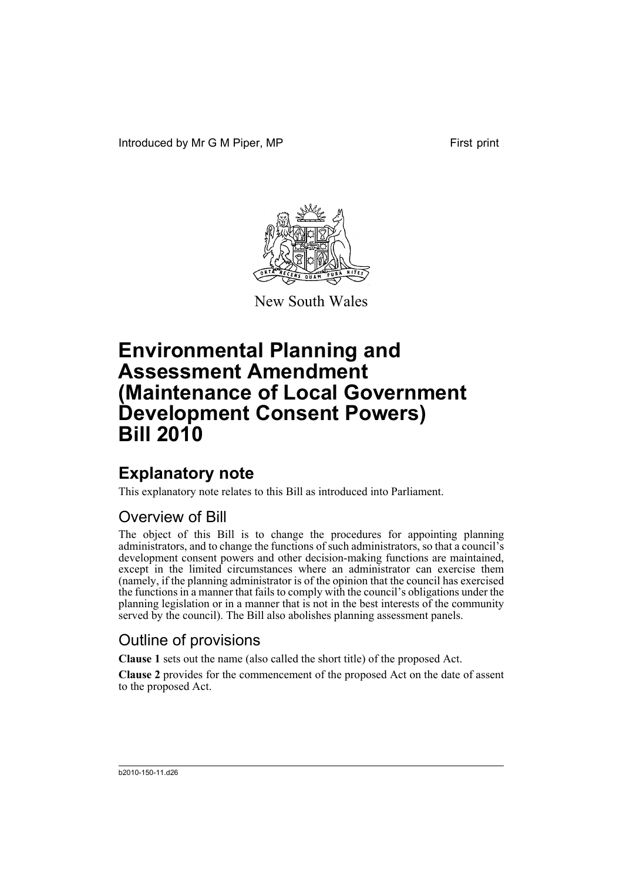Introduced by Mr G M Piper, MP First print

New South Wales

# Environmental Planning and Assessment Amendment (Maintenance of Local Government Development Consent Powers) Bill 2010

## Explanatory note

This explanatory note relates to this Bill as introduced into Parliament.

### Overview of Bill

The object of this Bill is to change the procedures for appointing planning administrators, and to change the functions of such administrators, so that a council's development consent powers and other decision-making functions are maintained, except in the limited circumstances where an administrator can exercise them (namely, if the planning administrator is of the opinion that the council has exercised the functions in a manner that fails to comply with the council's obligations under the planning legislation or in a manner that is not in the best interests of the community served by the council). The Bill also abolishes planning assessment panels.

### Outline of provisions

**Clause 1** sets out the name (also called the short title) of the proposed Act.

**Clause 2** provides for the commencement of the proposed Act on the date of assent to the proposed Act.

b2010-150-11.d26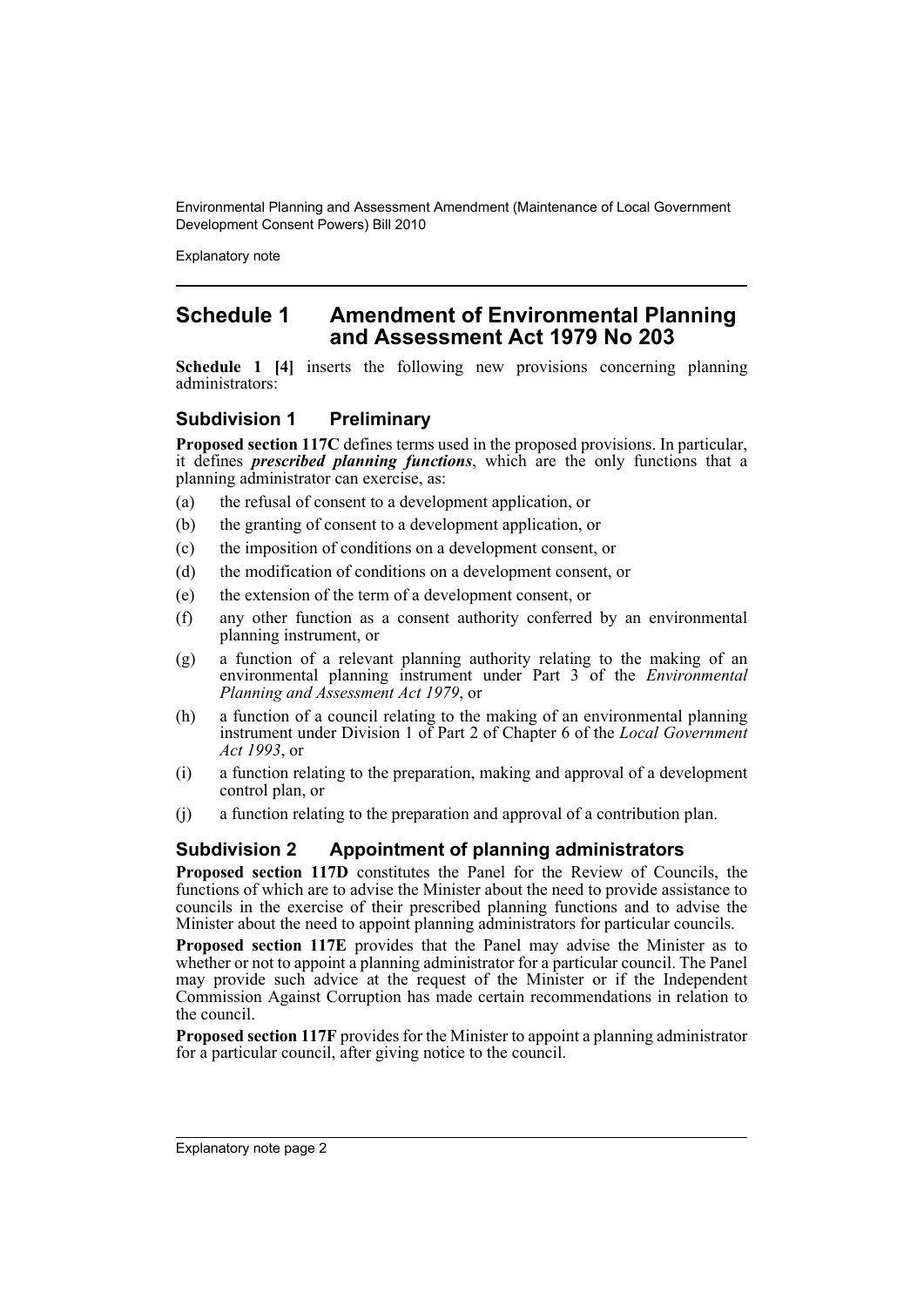## Schedule 1 Amendment of Environmental Planning and Assessment Act 1979 No 203

**Schedule 1 [4]** inserts the following new provisions concerning planning administrators:

### Subdivision 1 Preliminary

**Proposed section 117C** defines terms used in the proposed provisions. In particular, it defines ***prescribed planning functions***, which are the only functions that a planning administrator can exercise, as:

(a) the refusal of consent to a development application, or

(b) the granting of consent to a development application, or

(c) the imposition of conditions on a development consent, or

(d) the modification of conditions on a development consent, or

(e) the extension of the term of a development consent, or

(f) any other function as a consent authority conferred by an environmental planning instrument, or

(g) a function of a relevant planning authority relating to the making of an environmental planning instrument under Part 3 of the *Environmental Planning and Assessment Act 1979*, or

(h) a function of a council relating to the making of an environmental planning instrument under Division 1 of Part 2 of Chapter 6 of the *Local Government Act 1993*, or

(i) a function relating to the preparation, making and approval of a development control plan, or

(j) a function relating to the preparation and approval of a contribution plan.

### Subdivision 2 Appointment of planning administrators

**Proposed section 117D** constitutes the Panel for the Review of Councils, the functions of which are to advise the Minister about the need to provide assistance to councils in the exercise of their prescribed planning functions and to advise the Minister about the need to appoint planning administrators for particular councils.

**Proposed section 117E** provides that the Panel may advise the Minister as to whether or not to appoint a planning administrator for a particular council. The Panel may provide such advice at the request of the Minister or if the Independent Commission Against Corruption has made certain recommendations in relation to the council.

**Proposed section 117F** provides for the Minister to appoint a planning administrator for a particular council, after giving notice to the council.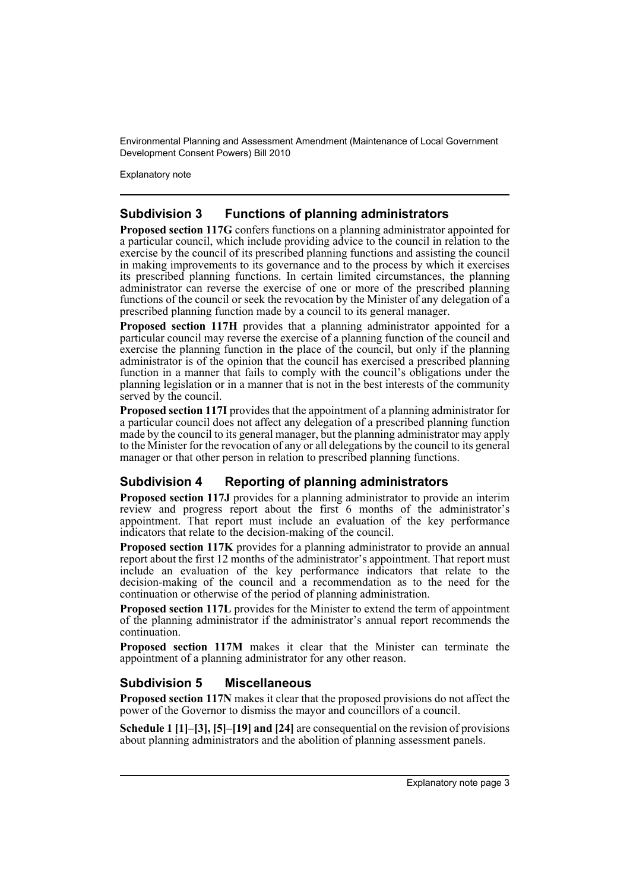### Subdivision 3 Functions of planning administrators

**Proposed section 117G** confers functions on a planning administrator appointed for a particular council, which include providing advice to the council in relation to the exercise by the council of its prescribed planning functions and assisting the council in making improvements to its governance and to the process by which it exercises its prescribed planning functions. In certain limited circumstances, the planning administrator can reverse the exercise of one or more of the prescribed planning functions of the council or seek the revocation by the Minister of any delegation of a prescribed planning function made by a council to its general manager.

**Proposed section 117H** provides that a planning administrator appointed for a particular council may reverse the exercise of a planning function of the council and exercise the planning function in the place of the council, but only if the planning administrator is of the opinion that the council has exercised a prescribed planning function in a manner that fails to comply with the council's obligations under the planning legislation or in a manner that is not in the best interests of the community served by the council.

**Proposed section 117I** provides that the appointment of a planning administrator for a particular council does not affect any delegation of a prescribed planning function made by the council to its general manager, but the planning administrator may apply to the Minister for the revocation of any or all delegations by the council to its general manager or that other person in relation to prescribed planning functions.

### Subdivision 4 Reporting of planning administrators

**Proposed section 117J** provides for a planning administrator to provide an interim review and progress report about the first 6 months of the administrator's appointment. That report must include an evaluation of the key performance indicators that relate to the decision-making of the council.

**Proposed section 117K** provides for a planning administrator to provide an annual report about the first 12 months of the administrator's appointment. That report must include an evaluation of the key performance indicators that relate to the decision-making of the council and a recommendation as to the need for the continuation or otherwise of the period of planning administration.

**Proposed section 117L** provides for the Minister to extend the term of appointment of the planning administrator if the administrator's annual report recommends the continuation.

**Proposed section 117M** makes it clear that the Minister can terminate the appointment of a planning administrator for any other reason.

### Subdivision 5 Miscellaneous

**Proposed section 117N** makes it clear that the proposed provisions do not affect the power of the Governor to dismiss the mayor and councillors of a council.

**Schedule 1 [1]–[3], [5]–[19] and [24]** are consequential on the revision of provisions about planning administrators and the abolition of planning assessment panels.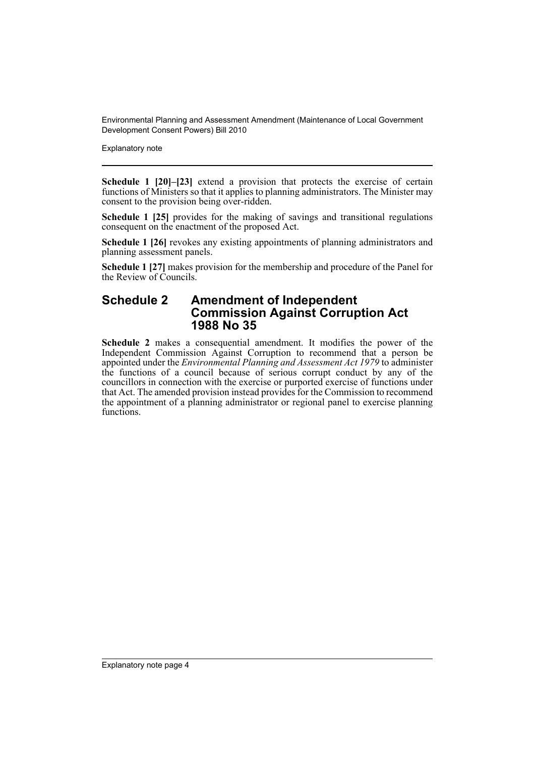**Schedule 1 [20]–[23]** extend a provision that protects the exercise of certain functions of Ministers so that it applies to planning administrators. The Minister may consent to the provision being over-ridden.

**Schedule 1 [25]** provides for the making of savings and transitional regulations consequent on the enactment of the proposed Act.

**Schedule 1 [26]** revokes any existing appointments of planning administrators and planning assessment panels.

**Schedule 1 [27]** makes provision for the membership and procedure of the Panel for the Review of Councils.

## Schedule 2 Amendment of Independent Commission Against Corruption Act 1988 No 35

**Schedule 2** makes a consequential amendment. It modifies the power of the Independent Commission Against Corruption to recommend that a person be appointed under the *Environmental Planning and Assessment Act 1979* to administer the functions of a council because of serious corrupt conduct by any of the councillors in connection with the exercise or purported exercise of functions under that Act. The amended provision instead provides for the Commission to recommend the appointment of a planning administrator or regional panel to exercise planning functions.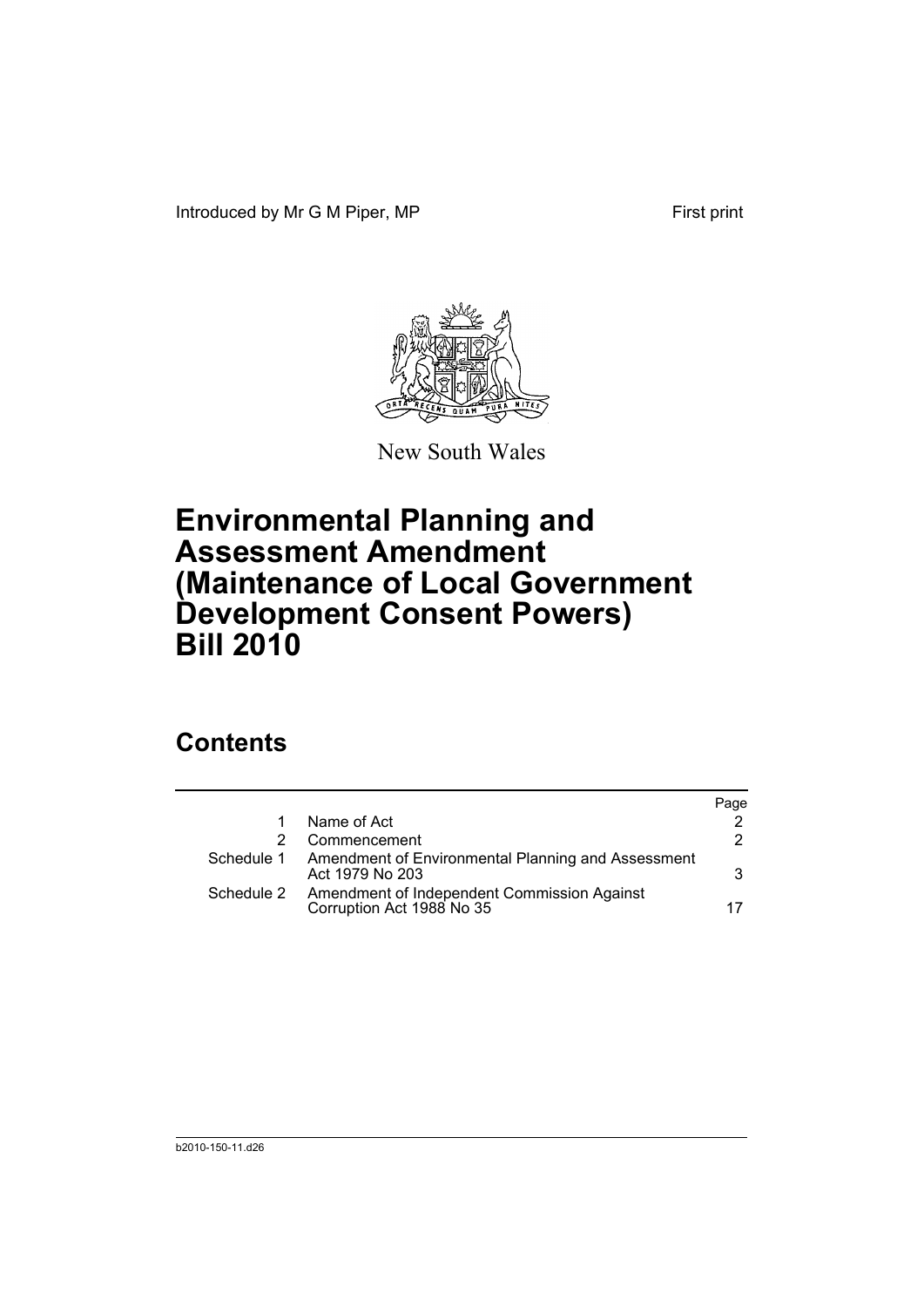Introduced by Mr G M Piper, MP First print

New South Wales

# Environmental Planning and Assessment Amendment (Maintenance of Local Government Development Consent Powers) Bill 2010

## Contents

| | | Page |
|---|---|---|
| 1 | Name of Act | 2 |
| 2 | Commencement | 2 |
| Schedule 1 | Amendment of Environmental Planning and Assessment Act 1979 No 203 | 3 |
| Schedule 2 | Amendment of Independent Commission Against Corruption Act 1988 No 35 | 17 |

b2010-150-11.d26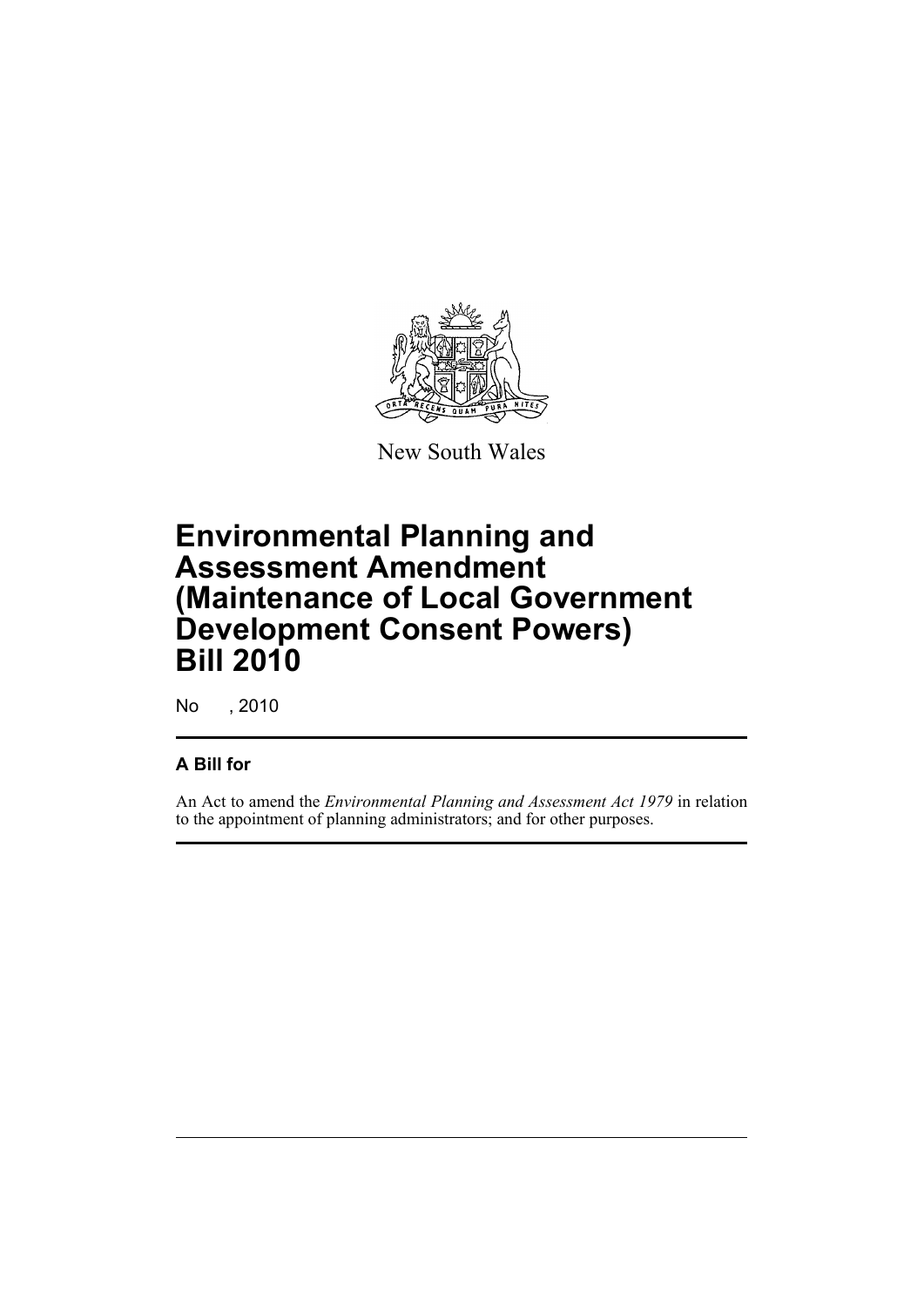New South Wales

# Environmental Planning and Assessment Amendment (Maintenance of Local Government Development Consent Powers) Bill 2010

No , 2010

## A Bill for

An Act to amend the *Environmental Planning and Assessment Act 1979* in relation to the appointment of planning administrators; and for other purposes.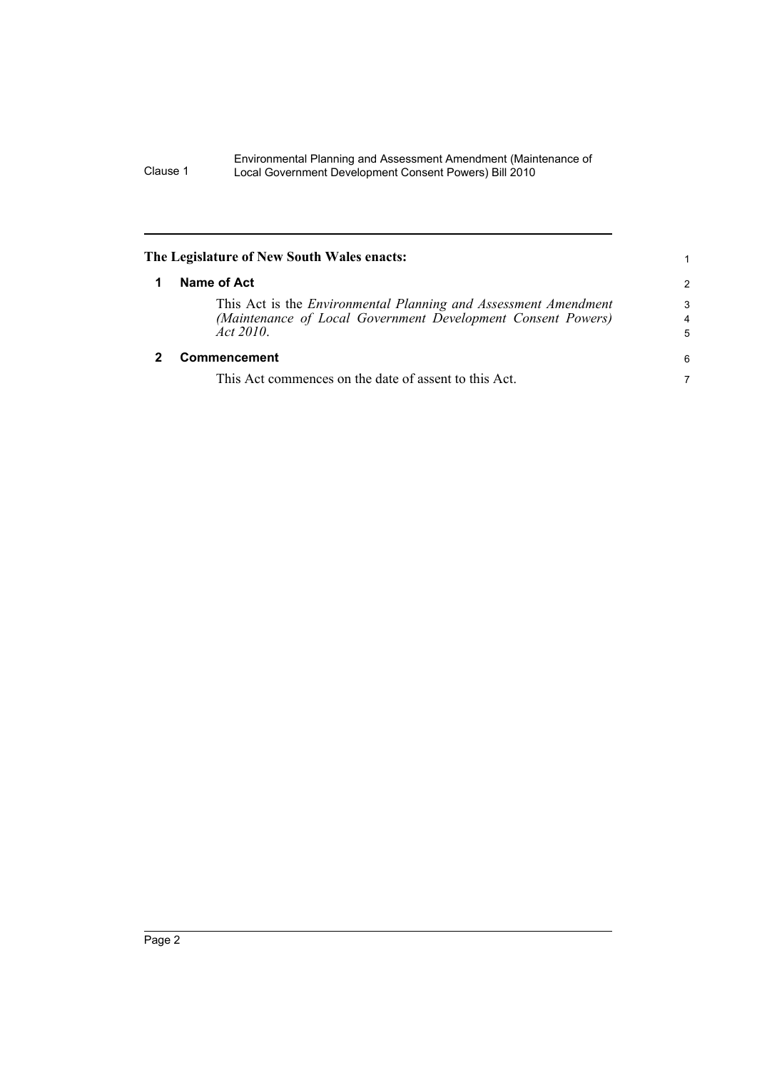**The Legislature of New South Wales enacts:**

## 1 Name of Act

This Act is the *Environmental Planning and Assessment Amendment (Maintenance of Local Government Development Consent Powers) Act 2010*.

## 2 Commencement

This Act commences on the date of assent to this Act.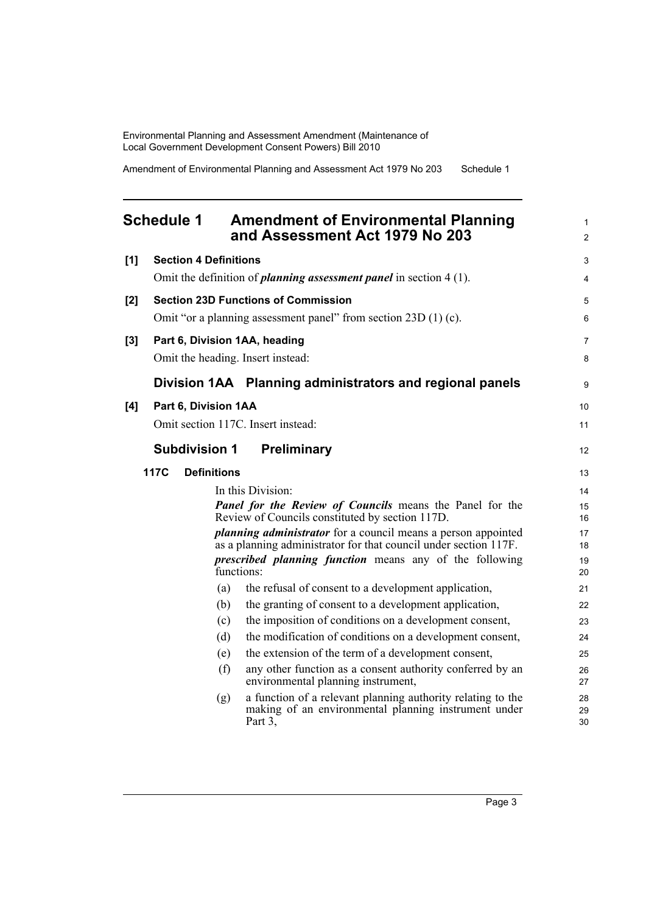## Schedule 1 Amendment of Environmental Planning and Assessment Act 1979 No 203

**[1] Section 4 Definitions**

Omit the definition of ***planning assessment panel*** in section 4 (1).

**[2] Section 23D Functions of Commission**

Omit "or a planning assessment panel" from section 23D (1) (c).

**[3] Part 6, Division 1AA, heading**

Omit the heading. Insert instead:

### Division 1AA Planning administrators and regional panels

**[4] Part 6, Division 1AA**

Omit section 117C. Insert instead:

### Subdivision 1 Preliminary

**117C Definitions**

In this Division:

***Panel for the Review of Councils*** means the Panel for the Review of Councils constituted by section 117D.

***planning administrator*** for a council means a person appointed as a planning administrator for that council under section 117F.

***prescribed planning function*** means any of the following functions:

(a) the refusal of consent to a development application,

(b) the granting of consent to a development application,

(c) the imposition of conditions on a development consent,

(d) the modification of conditions on a development consent,

(e) the extension of the term of a development consent,

(f) any other function as a consent authority conferred by an environmental planning instrument,

(g) a function of a relevant planning authority relating to the making of an environmental planning instrument under Part 3,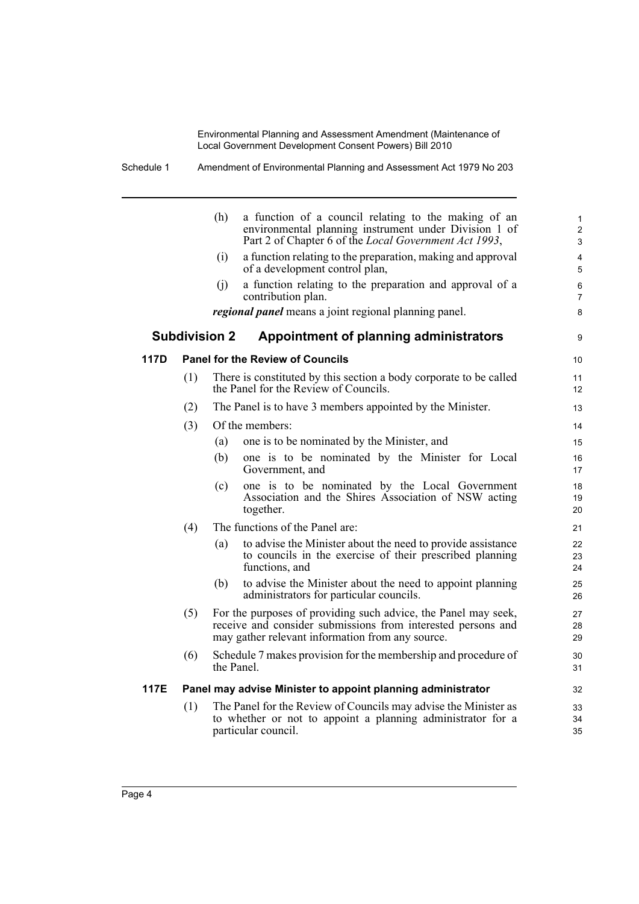(h) a function of a council relating to the making of an environmental planning instrument under Division 1 of Part 2 of Chapter 6 of the *Local Government Act 1993*,

(i) a function relating to the preparation, making and approval of a development control plan,

(j) a function relating to the preparation and approval of a contribution plan.

***regional panel*** means a joint regional planning panel.

## Subdivision 2 Appointment of planning administrators

### 117D Panel for the Review of Councils

(1) There is constituted by this section a body corporate to be called the Panel for the Review of Councils.

(2) The Panel is to have 3 members appointed by the Minister.

(3) Of the members:

(a) one is to be nominated by the Minister, and

(b) one is to be nominated by the Minister for Local Government, and

(c) one is to be nominated by the Local Government Association and the Shires Association of NSW acting together.

(4) The functions of the Panel are:

(a) to advise the Minister about the need to provide assistance to councils in the exercise of their prescribed planning functions, and

(b) to advise the Minister about the need to appoint planning administrators for particular councils.

(5) For the purposes of providing such advice, the Panel may seek, receive and consider submissions from interested persons and may gather relevant information from any source.

(6) Schedule 7 makes provision for the membership and procedure of the Panel.

### 117E Panel may advise Minister to appoint planning administrator

(1) The Panel for the Review of Councils may advise the Minister as to whether or not to appoint a planning administrator for a particular council.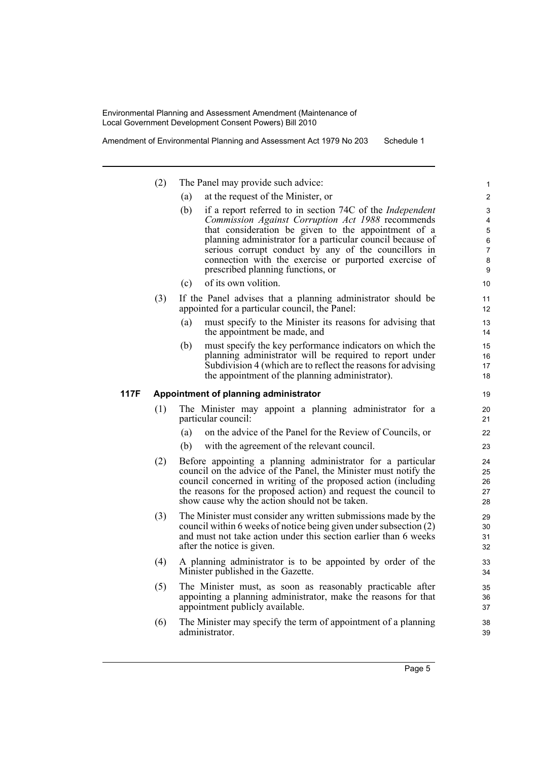(2) The Panel may provide such advice:

(a) at the request of the Minister, or

(b) if a report referred to in section 74C of the *Independent Commission Against Corruption Act 1988* recommends that consideration be given to the appointment of a planning administrator for a particular council because of serious corrupt conduct by any of the councillors in connection with the exercise or purported exercise of prescribed planning functions, or

(c) of its own volition.

(3) If the Panel advises that a planning administrator should be appointed for a particular council, the Panel:

(a) must specify to the Minister its reasons for advising that the appointment be made, and

(b) must specify the key performance indicators on which the planning administrator will be required to report under Subdivision 4 (which are to reflect the reasons for advising the appointment of the planning administrator).

**117F Appointment of planning administrator**

(1) The Minister may appoint a planning administrator for a particular council:

(a) on the advice of the Panel for the Review of Councils, or

(b) with the agreement of the relevant council.

(2) Before appointing a planning administrator for a particular council on the advice of the Panel, the Minister must notify the council concerned in writing of the proposed action (including the reasons for the proposed action) and request the council to show cause why the action should not be taken.

(3) The Minister must consider any written submissions made by the council within 6 weeks of notice being given under subsection (2) and must not take action under this section earlier than 6 weeks after the notice is given.

(4) A planning administrator is to be appointed by order of the Minister published in the Gazette.

(5) The Minister must, as soon as reasonably practicable after appointing a planning administrator, make the reasons for that appointment publicly available.

(6) The Minister may specify the term of appointment of a planning administrator.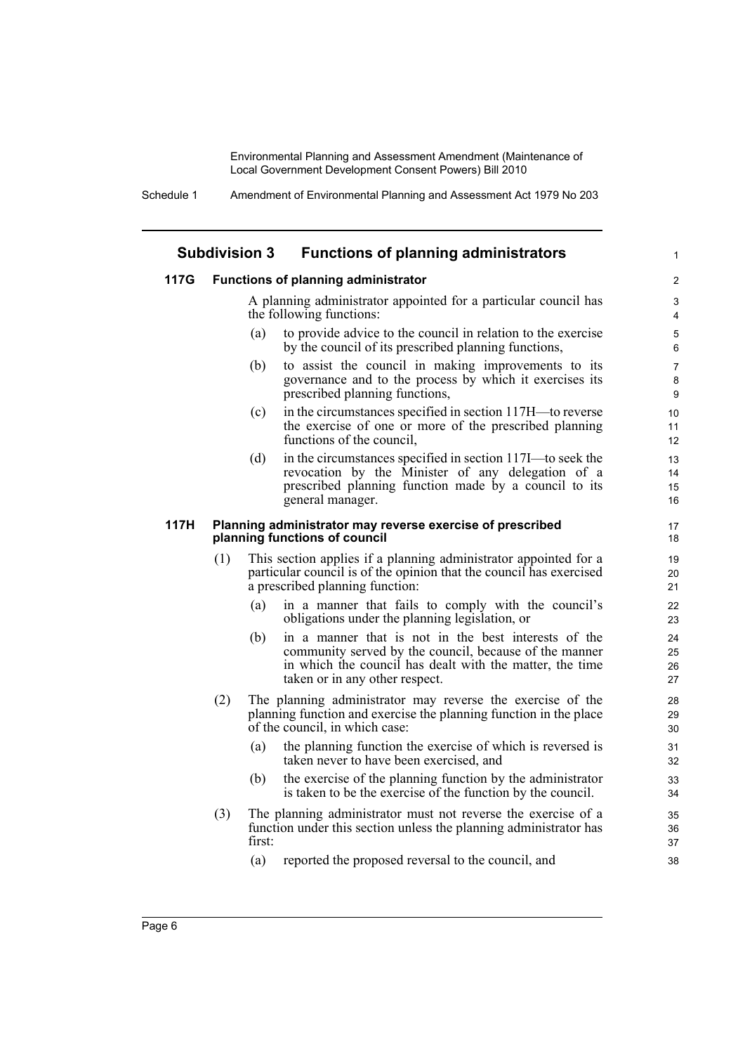## Subdivision 3 Functions of planning administrators

### 117G Functions of planning administrator

A planning administrator appointed for a particular council has the following functions:

(a) to provide advice to the council in relation to the exercise by the council of its prescribed planning functions,

(b) to assist the council in making improvements to its governance and to the process by which it exercises its prescribed planning functions,

(c) in the circumstances specified in section 117H—to reverse the exercise of one or more of the prescribed planning functions of the council,

(d) in the circumstances specified in section 117I—to seek the revocation by the Minister of any delegation of a prescribed planning function made by a council to its general manager.

### 117H Planning administrator may reverse exercise of prescribed planning functions of council

(1) This section applies if a planning administrator appointed for a particular council is of the opinion that the council has exercised a prescribed planning function:

(a) in a manner that fails to comply with the council's obligations under the planning legislation, or

(b) in a manner that is not in the best interests of the community served by the council, because of the manner in which the council has dealt with the matter, the time taken or in any other respect.

(2) The planning administrator may reverse the exercise of the planning function and exercise the planning function in the place of the council, in which case:

(a) the planning function the exercise of which is reversed is taken never to have been exercised, and

(b) the exercise of the planning function by the administrator is taken to be the exercise of the function by the council.

(3) The planning administrator must not reverse the exercise of a function under this section unless the planning administrator has first:

(a) reported the proposed reversal to the council, and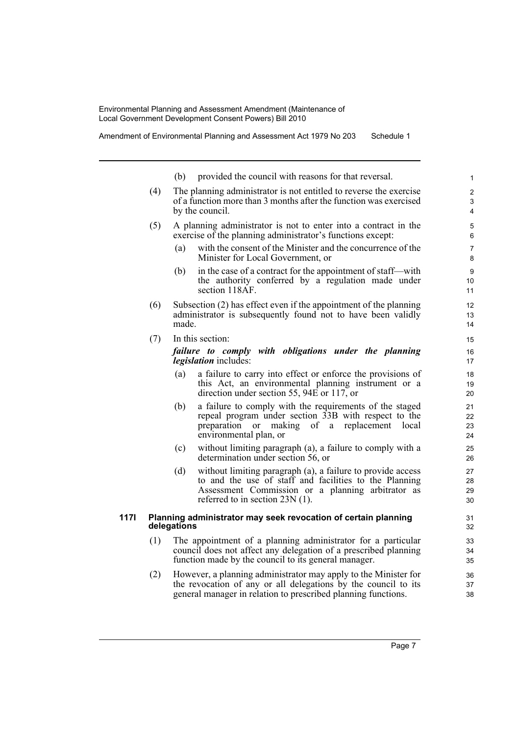(b) provided the council with reasons for that reversal.

(4) The planning administrator is not entitled to reverse the exercise of a function more than 3 months after the function was exercised by the council.

(5) A planning administrator is not to enter into a contract in the exercise of the planning administrator's functions except:

(a) with the consent of the Minister and the concurrence of the Minister for Local Government, or

(b) in the case of a contract for the appointment of staff—with the authority conferred by a regulation made under section 118AF.

(6) Subsection (2) has effect even if the appointment of the planning administrator is subsequently found not to have been validly made.

(7) In this section:

***failure to comply with obligations under the planning legislation*** includes:

(a) a failure to carry into effect or enforce the provisions of this Act, an environmental planning instrument or a direction under section 55, 94E or 117, or

(b) a failure to comply with the requirements of the staged repeal program under section 33B with respect to the preparation or making of a replacement local environmental plan, or

(c) without limiting paragraph (a), a failure to comply with a determination under section 56, or

(d) without limiting paragraph (a), a failure to provide access to and the use of staff and facilities to the Planning Assessment Commission or a planning arbitrator as referred to in section 23N (1).

### 117I Planning administrator may seek revocation of certain planning delegations

(1) The appointment of a planning administrator for a particular council does not affect any delegation of a prescribed planning function made by the council to its general manager.

(2) However, a planning administrator may apply to the Minister for the revocation of any or all delegations by the council to its general manager in relation to prescribed planning functions.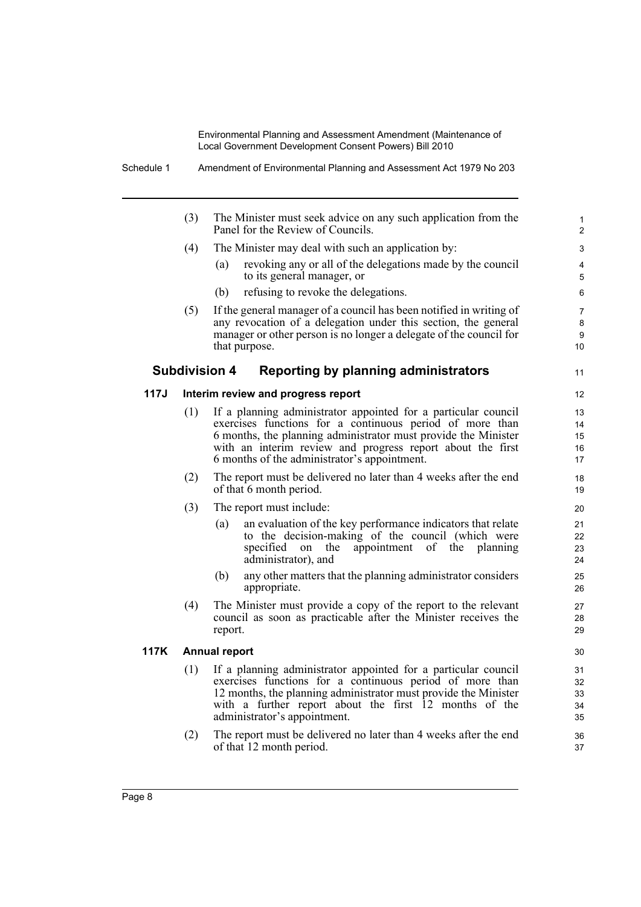(3) The Minister must seek advice on any such application from the Panel for the Review of Councils.

(4) The Minister may deal with such an application by:

- (a) revoking any or all of the delegations made by the council to its general manager, or
- (b) refusing to revoke the delegations.

(5) If the general manager of a council has been notified in writing of any revocation of a delegation under this section, the general manager or other person is no longer a delegate of the council for that purpose.

## Subdivision 4 Reporting by planning administrators

### 117J Interim review and progress report

(1) If a planning administrator appointed for a particular council exercises functions for a continuous period of more than 6 months, the planning administrator must provide the Minister with an interim review and progress report about the first 6 months of the administrator's appointment.

(2) The report must be delivered no later than 4 weeks after the end of that 6 month period.

(3) The report must include:

- (a) an evaluation of the key performance indicators that relate to the decision-making of the council (which were specified on the appointment of the planning administrator), and
- (b) any other matters that the planning administrator considers appropriate.

(4) The Minister must provide a copy of the report to the relevant council as soon as practicable after the Minister receives the report.

### 117K Annual report

(1) If a planning administrator appointed for a particular council exercises functions for a continuous period of more than 12 months, the planning administrator must provide the Minister with a further report about the first 12 months of the administrator's appointment.

(2) The report must be delivered no later than 4 weeks after the end of that 12 month period.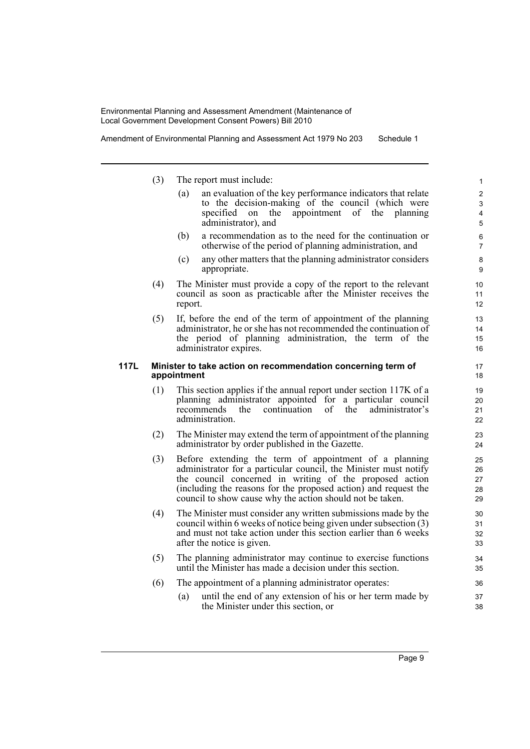(3) The report must include:

(a) an evaluation of the key performance indicators that relate to the decision-making of the council (which were specified on the appointment of the planning administrator), and

(b) a recommendation as to the need for the continuation or otherwise of the period of planning administration, and

(c) any other matters that the planning administrator considers appropriate.

(4) The Minister must provide a copy of the report to the relevant council as soon as practicable after the Minister receives the report.

(5) If, before the end of the term of appointment of the planning administrator, he or she has not recommended the continuation of the period of planning administration, the term of the administrator expires.

**117L Minister to take action on recommendation concerning term of appointment**

(1) This section applies if the annual report under section 117K of a planning administrator appointed for a particular council recommends the continuation of the administrator's administration.

(2) The Minister may extend the term of appointment of the planning administrator by order published in the Gazette.

(3) Before extending the term of appointment of a planning administrator for a particular council, the Minister must notify the council concerned in writing of the proposed action (including the reasons for the proposed action) and request the council to show cause why the action should not be taken.

(4) The Minister must consider any written submissions made by the council within 6 weeks of notice being given under subsection (3) and must not take action under this section earlier than 6 weeks after the notice is given.

(5) The planning administrator may continue to exercise functions until the Minister has made a decision under this section.

(6) The appointment of a planning administrator operates:

(a) until the end of any extension of his or her term made by the Minister under this section, or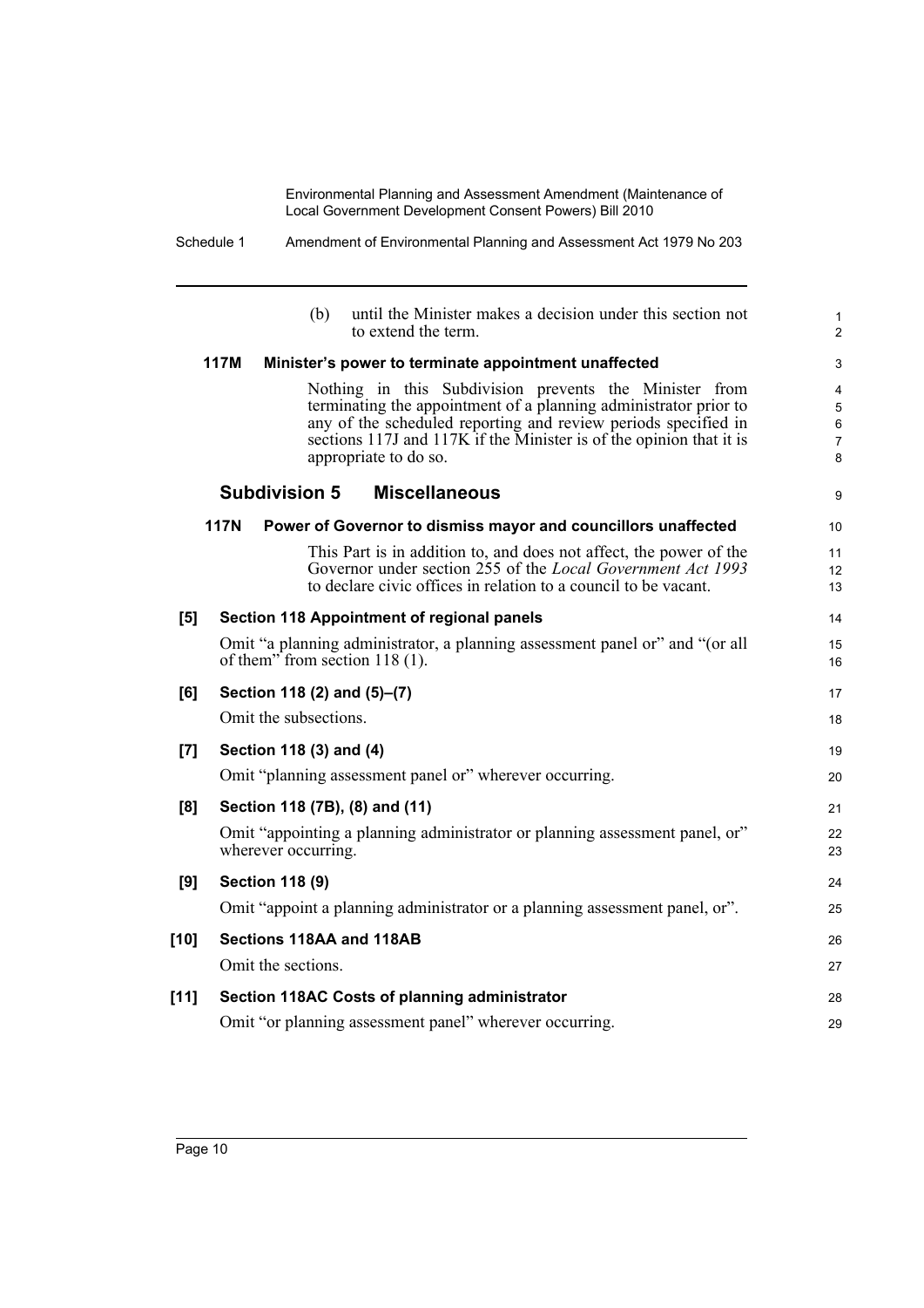(b) until the Minister makes a decision under this section not to extend the term.

**117M Minister's power to terminate appointment unaffected**

Nothing in this Subdivision prevents the Minister from terminating the appointment of a planning administrator prior to any of the scheduled reporting and review periods specified in sections 117J and 117K if the Minister is of the opinion that it is appropriate to do so.

### Subdivision 5 Miscellaneous

**117N Power of Governor to dismiss mayor and councillors unaffected**

This Part is in addition to, and does not affect, the power of the Governor under section 255 of the *Local Government Act 1993* to declare civic offices in relation to a council to be vacant.

**[5] Section 118 Appointment of regional panels**

Omit "a planning administrator, a planning assessment panel or" and "(or all of them" from section 118 (1).

**[6] Section 118 (2) and (5)–(7)**

Omit the subsections.

**[7] Section 118 (3) and (4)**

Omit "planning assessment panel or" wherever occurring.

**[8] Section 118 (7B), (8) and (11)**

Omit "appointing a planning administrator or planning assessment panel, or" wherever occurring.

**[9] Section 118 (9)**

Omit "appoint a planning administrator or a planning assessment panel, or".

**[10] Sections 118AA and 118AB**

Omit the sections.

**[11] Section 118AC Costs of planning administrator**

Omit "or planning assessment panel" wherever occurring.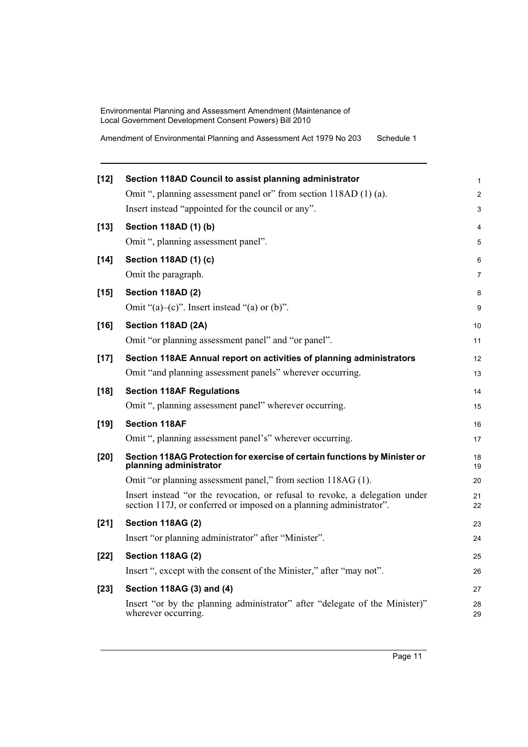**[12] Section 118AD Council to assist planning administrator**

Omit ", planning assessment panel or" from section 118AD (1) (a).

Insert instead "appointed for the council or any".

**[13] Section 118AD (1) (b)**

Omit ", planning assessment panel".

**[14] Section 118AD (1) (c)**

Omit the paragraph.

**[15] Section 118AD (2)**

Omit "(a)–(c)". Insert instead "(a) or (b)".

**[16] Section 118AD (2A)**

Omit "or planning assessment panel" and "or panel".

**[17] Section 118AE Annual report on activities of planning administrators**

Omit "and planning assessment panels" wherever occurring.

**[18] Section 118AF Regulations**

Omit ", planning assessment panel" wherever occurring.

**[19] Section 118AF**

Omit ", planning assessment panel's" wherever occurring.

**[20] Section 118AG Protection for exercise of certain functions by Minister or planning administrator**

Omit "or planning assessment panel," from section 118AG (1).

Insert instead "or the revocation, or refusal to revoke, a delegation under section 117J, or conferred or imposed on a planning administrator".

**[21] Section 118AG (2)**

Insert "or planning administrator" after "Minister".

**[22] Section 118AG (2)**

Insert ", except with the consent of the Minister," after "may not".

**[23] Section 118AG (3) and (4)**

Insert "or by the planning administrator" after "delegate of the Minister)" wherever occurring.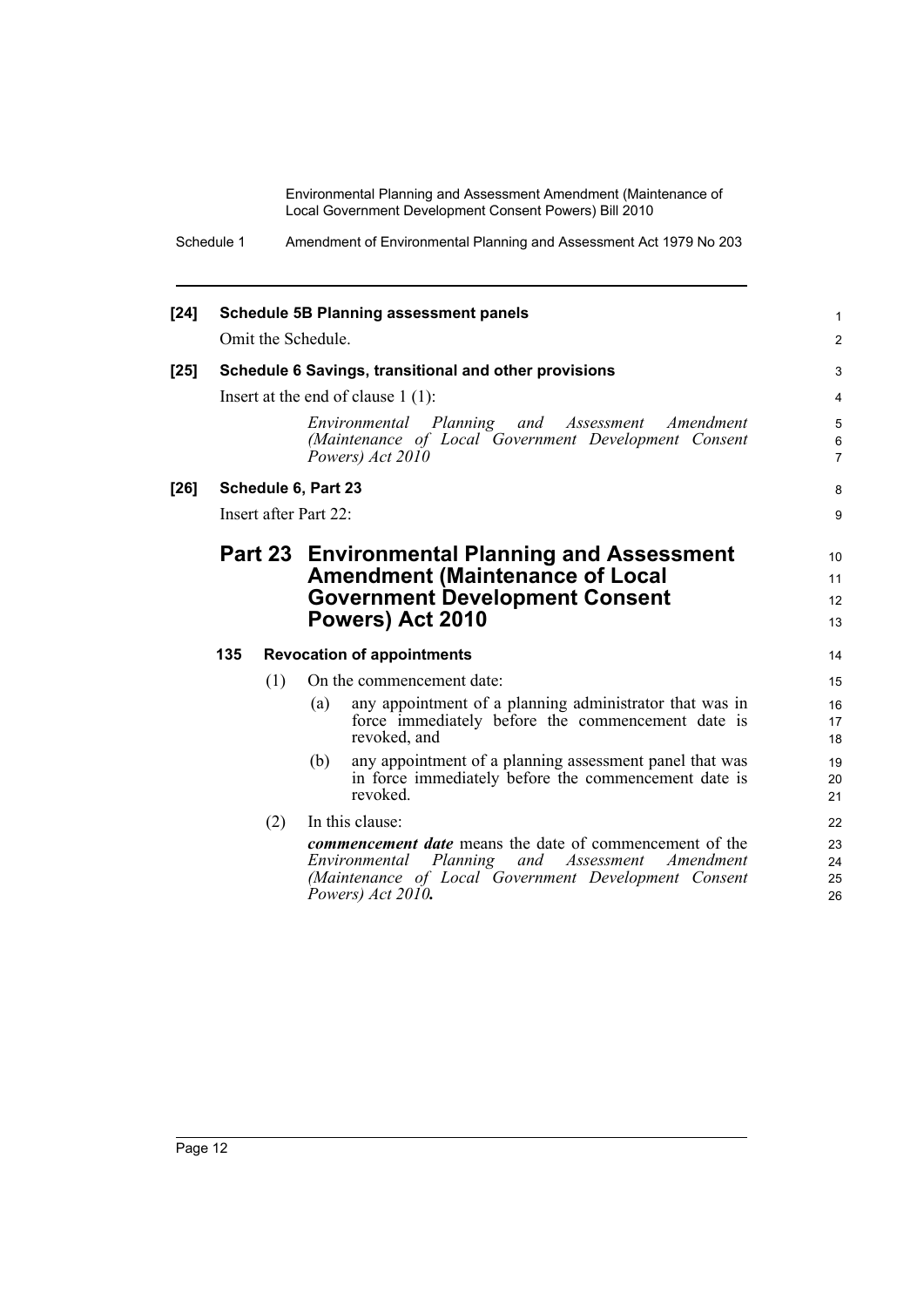**[24] Schedule 5B Planning assessment panels**

Omit the Schedule.

**[25] Schedule 6 Savings, transitional and other provisions**

Insert at the end of clause 1 (1):

*Environmental Planning and Assessment Amendment (Maintenance of Local Government Development Consent Powers) Act 2010*

**[26] Schedule 6, Part 23**

Insert after Part 22:

## Part 23 Environmental Planning and Assessment Amendment (Maintenance of Local Government Development Consent Powers) Act 2010

### 135 Revocation of appointments

(1) On the commencement date:

(a) any appointment of a planning administrator that was in force immediately before the commencement date is revoked, and

(b) any appointment of a planning assessment panel that was in force immediately before the commencement date is revoked.

(2) In this clause:

***commencement date*** means the date of commencement of the *Environmental Planning and Assessment Amendment (Maintenance of Local Government Development Consent Powers) Act 2010*.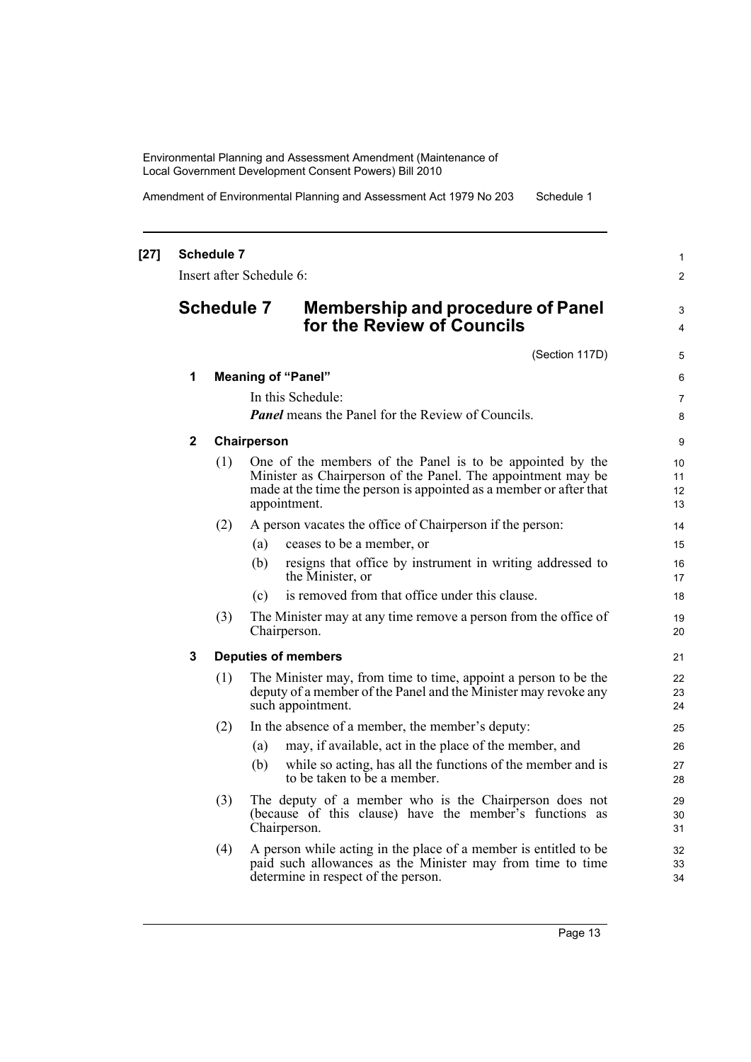**[27] Schedule 7**

Insert after Schedule 6:

## Schedule 7 Membership and procedure of Panel for the Review of Councils

(Section 117D)

### 1 Meaning of "Panel"

In this Schedule:

***Panel*** means the Panel for the Review of Councils.

### 2 Chairperson

(1) One of the members of the Panel is to be appointed by the Minister as Chairperson of the Panel. The appointment may be made at the time the person is appointed as a member or after that appointment.

(2) A person vacates the office of Chairperson if the person:

- (a) ceases to be a member, or
- (b) resigns that office by instrument in writing addressed to the Minister, or
- (c) is removed from that office under this clause.

(3) The Minister may at any time remove a person from the office of Chairperson.

### 3 Deputies of members

(1) The Minister may, from time to time, appoint a person to be the deputy of a member of the Panel and the Minister may revoke any such appointment.

(2) In the absence of a member, the member's deputy:

- (a) may, if available, act in the place of the member, and
- (b) while so acting, has all the functions of the member and is to be taken to be a member.

(3) The deputy of a member who is the Chairperson does not (because of this clause) have the member's functions as Chairperson.

(4) A person while acting in the place of a member is entitled to be paid such allowances as the Minister may from time to time determine in respect of the person.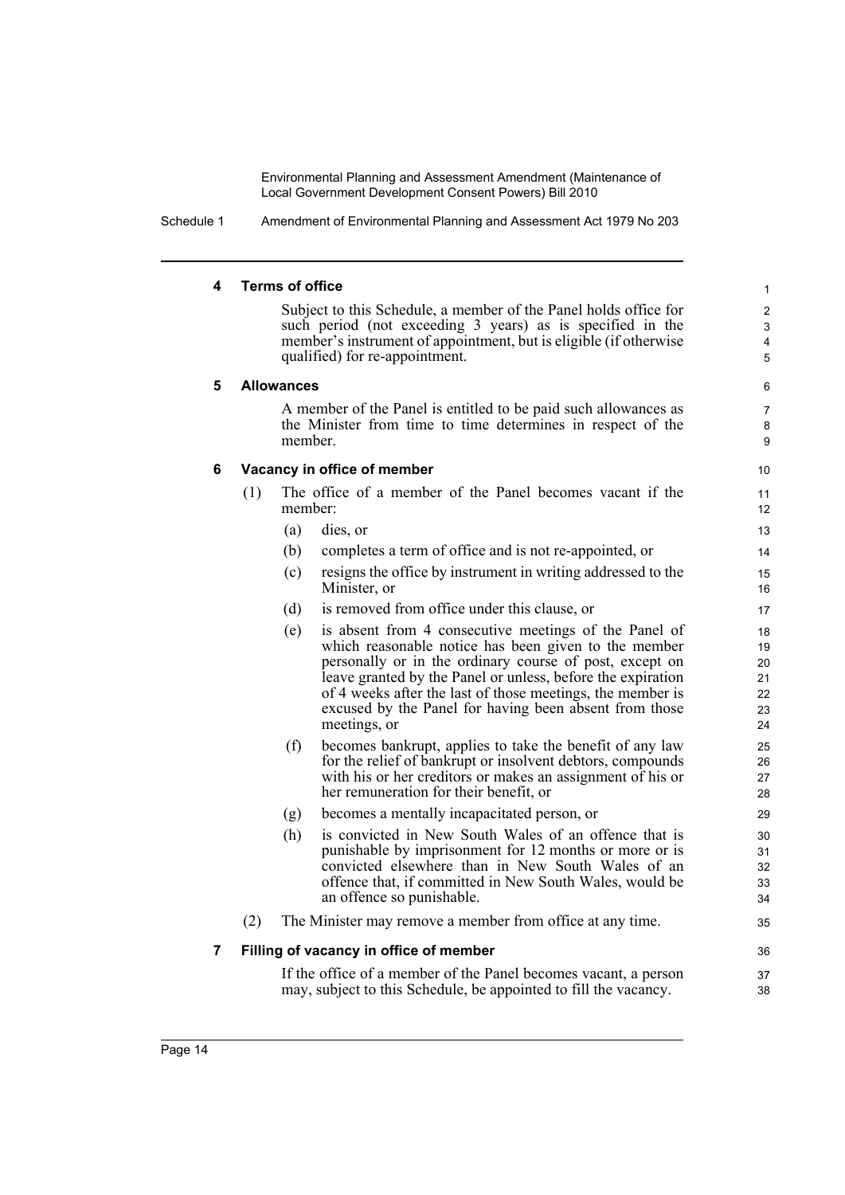#### 4 Terms of office

Subject to this Schedule, a member of the Panel holds office for such period (not exceeding 3 years) as is specified in the member's instrument of appointment, but is eligible (if otherwise qualified) for re-appointment.

#### 5 Allowances

A member of the Panel is entitled to be paid such allowances as the Minister from time to time determines in respect of the member.

#### 6 Vacancy in office of member

(1) The office of a member of the Panel becomes vacant if the member:

- (a) dies, or
- (b) completes a term of office and is not re-appointed, or
- (c) resigns the office by instrument in writing addressed to the Minister, or
- (d) is removed from office under this clause, or
- (e) is absent from 4 consecutive meetings of the Panel of which reasonable notice has been given to the member personally or in the ordinary course of post, except on leave granted by the Panel or unless, before the expiration of 4 weeks after the last of those meetings, the member is excused by the Panel for having been absent from those meetings, or
- (f) becomes bankrupt, applies to take the benefit of any law for the relief of bankrupt or insolvent debtors, compounds with his or her creditors or makes an assignment of his or her remuneration for their benefit, or
- (g) becomes a mentally incapacitated person, or
- (h) is convicted in New South Wales of an offence that is punishable by imprisonment for 12 months or more or is convicted elsewhere than in New South Wales of an offence that, if committed in New South Wales, would be an offence so punishable.

(2) The Minister may remove a member from office at any time.

#### 7 Filling of vacancy in office of member

If the office of a member of the Panel becomes vacant, a person may, subject to this Schedule, be appointed to fill the vacancy.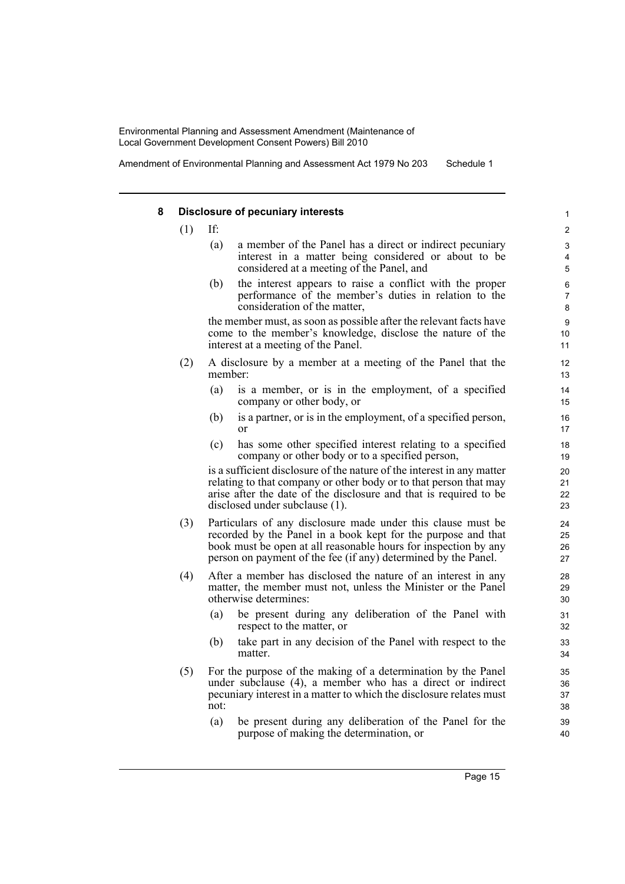### 8 Disclosure of pecuniary interests

(1) If:

   (a) a member of the Panel has a direct or indirect pecuniary interest in a matter being considered or about to be considered at a meeting of the Panel, and

   (b) the interest appears to raise a conflict with the proper performance of the member's duties in relation to the consideration of the matter,

   the member must, as soon as possible after the relevant facts have come to the member's knowledge, disclose the nature of the interest at a meeting of the Panel.

(2) A disclosure by a member at a meeting of the Panel that the member:

   (a) is a member, or is in the employment, of a specified company or other body, or

   (b) is a partner, or is in the employment, of a specified person, or

   (c) has some other specified interest relating to a specified company or other body or to a specified person,

   is a sufficient disclosure of the nature of the interest in any matter relating to that company or other body or to that person that may arise after the date of the disclosure and that is required to be disclosed under subclause (1).

(3) Particulars of any disclosure made under this clause must be recorded by the Panel in a book kept for the purpose and that book must be open at all reasonable hours for inspection by any person on payment of the fee (if any) determined by the Panel.

(4) After a member has disclosed the nature of an interest in any matter, the member must not, unless the Minister or the Panel otherwise determines:

   (a) be present during any deliberation of the Panel with respect to the matter, or

   (b) take part in any decision of the Panel with respect to the matter.

(5) For the purpose of the making of a determination by the Panel under subclause (4), a member who has a direct or indirect pecuniary interest in a matter to which the disclosure relates must not:

   (a) be present during any deliberation of the Panel for the purpose of making the determination, or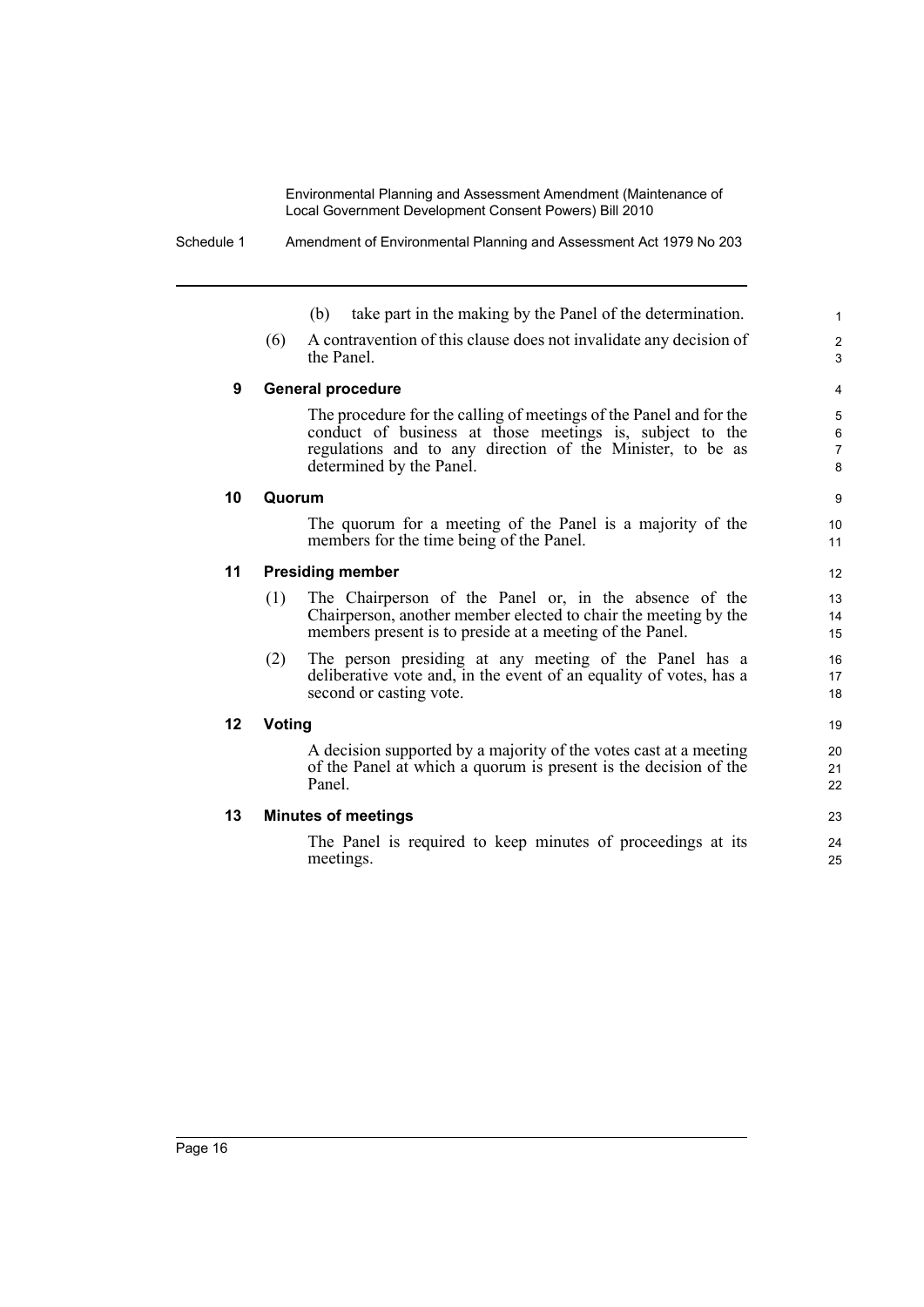(b) take part in the making by the Panel of the determination.

(6) A contravention of this clause does not invalidate any decision of the Panel.

### 9 General procedure

The procedure for the calling of meetings of the Panel and for the conduct of business at those meetings is, subject to the regulations and to any direction of the Minister, to be as determined by the Panel.

### 10 Quorum

The quorum for a meeting of the Panel is a majority of the members for the time being of the Panel.

### 11 Presiding member

(1) The Chairperson of the Panel or, in the absence of the Chairperson, another member elected to chair the meeting by the members present is to preside at a meeting of the Panel.

(2) The person presiding at any meeting of the Panel has a deliberative vote and, in the event of an equality of votes, has a second or casting vote.

### 12 Voting

A decision supported by a majority of the votes cast at a meeting of the Panel at which a quorum is present is the decision of the Panel.

### 13 Minutes of meetings

The Panel is required to keep minutes of proceedings at its meetings.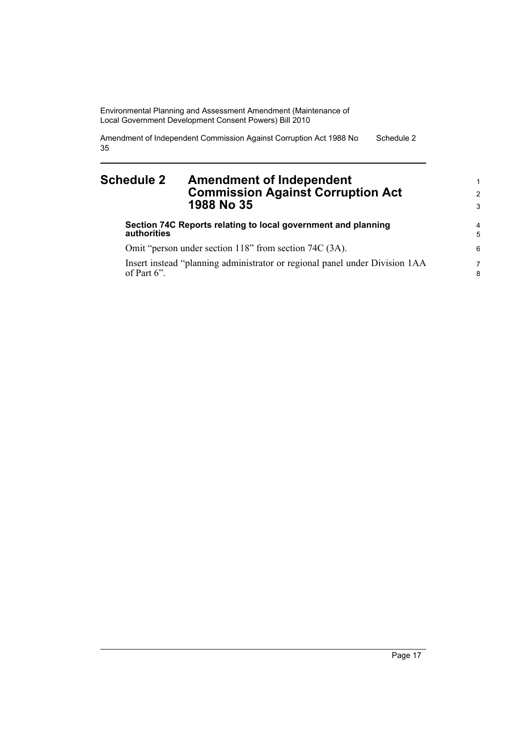## Schedule 2 Amendment of Independent Commission Against Corruption Act 1988 No 35

### Section 74C Reports relating to local government and planning authorities

Omit "person under section 118" from section 74C (3A).

Insert instead "planning administrator or regional panel under Division 1AA of Part 6".